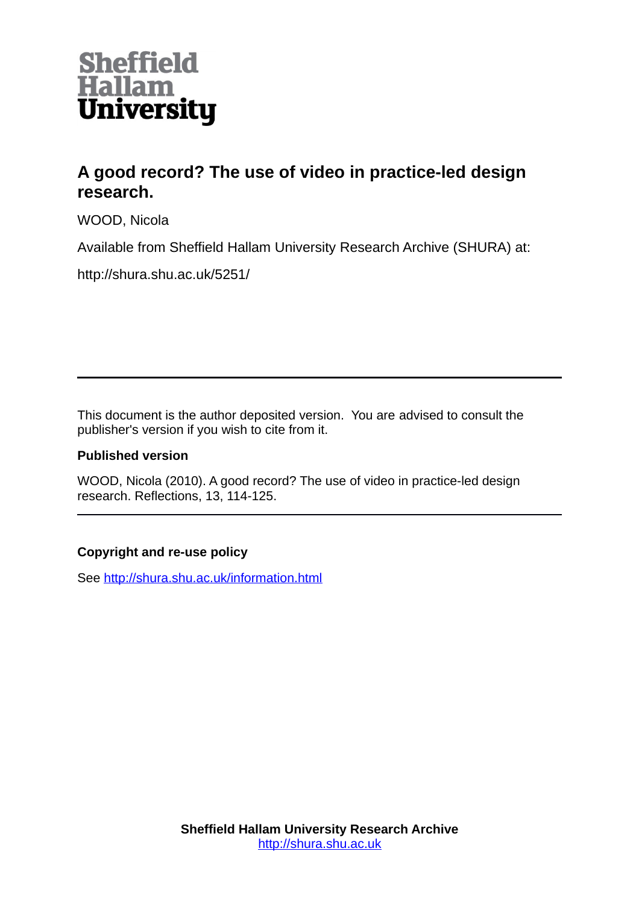Sheffield Hallam University

# A good record? The use of video in practice-led design research.

WOOD, Nicola

Available from Sheffield Hallam University Research Archive (SHURA) at:

http://shura.shu.ac.uk/5251/

---

This document is the author deposited version. You are advised to consult the publisher's version if you wish to cite from it.

**Published version**

WOOD, Nicola (2010). A good record? The use of video in practice-led design research. Reflections, 13, 114-125.

---

**Copyright and re-use policy**

See [http://shura.shu.ac.uk/information.html](http://shura.shu.ac.uk/information.html)

**Sheffield Hallam University Research Archive**
[http://shura.shu.ac.uk](http://shura.shu.ac.uk)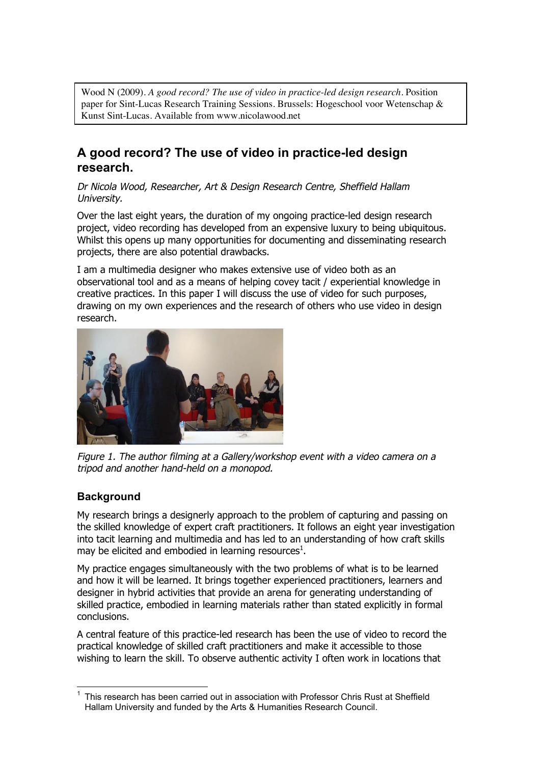Wood N (2009). *A good record? The use of video in practice-led design research*. Position paper for Sint-Lucas Research Training Sessions. Brussels: Hogeschool voor Wetenschap & Kunst Sint-Lucas. Available from www.nicolawood.net

## A good record? The use of video in practice-led design research.

*Dr Nicola Wood, Researcher, Art & Design Research Centre, Sheffield Hallam University.*

Over the last eight years, the duration of my ongoing practice-led design research project, video recording has developed from an expensive luxury to being ubiquitous. Whilst this opens up many opportunities for documenting and disseminating research projects, there are also potential drawbacks.

I am a multimedia designer who makes extensive use of video both as an observational tool and as a means of helping covey tacit / experiential knowledge in creative practices. In this paper I will discuss the use of video for such purposes, drawing on my own experiences and the research of others who use video in design research.

*Figure 1. The author filming at a Gallery/workshop event with a video camera on a tripod and another hand-held on a monopod.*

### Background

My research brings a designerly approach to the problem of capturing and passing on the skilled knowledge of expert craft practitioners. It follows an eight year investigation into tacit learning and multimedia and has led to an understanding of how craft skills may be elicited and embodied in learning resources[1].

My practice engages simultaneously with the two problems of what is to be learned and how it will be learned. It brings together experienced practitioners, learners and designer in hybrid activities that provide an arena for generating understanding of skilled practice, embodied in learning materials rather than stated explicitly in formal conclusions.

A central feature of this practice-led research has been the use of video to record the practical knowledge of skilled craft practitioners and make it accessible to those wishing to learn the skill. To observe authentic activity I often work in locations that

[1] This research has been carried out in association with Professor Chris Rust at Sheffield Hallam University and funded by the Arts & Humanities Research Council.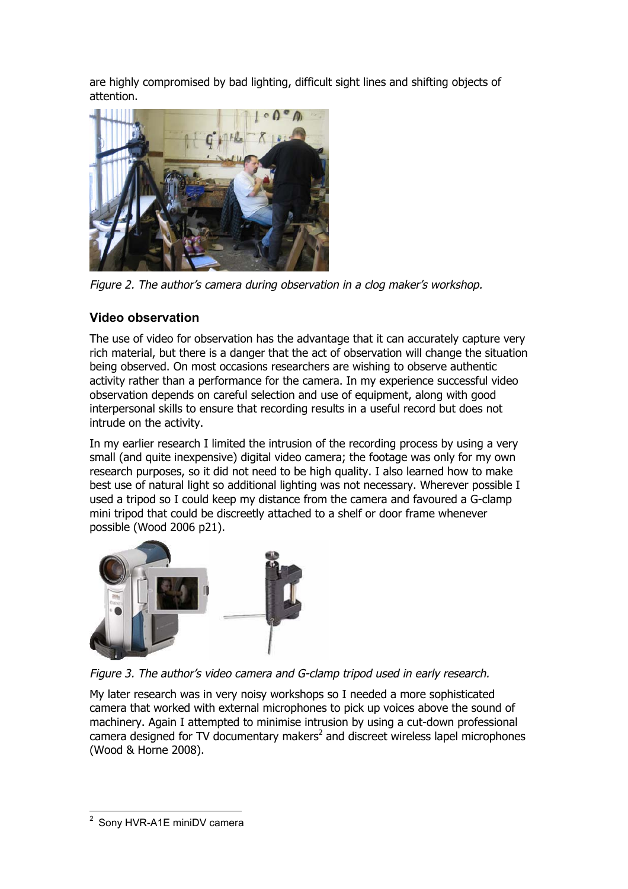are highly compromised by bad lighting, difficult sight lines and shifting objects of attention.

*Figure 2. The author's camera during observation in a clog maker's workshop.*

### Video observation

The use of video for observation has the advantage that it can accurately capture very rich material, but there is a danger that the act of observation will change the situation being observed. On most occasions researchers are wishing to observe authentic activity rather than a performance for the camera. In my experience successful video observation depends on careful selection and use of equipment, along with good interpersonal skills to ensure that recording results in a useful record but does not intrude on the activity.

In my earlier research I limited the intrusion of the recording process by using a very small (and quite inexpensive) digital video camera; the footage was only for my own research purposes, so it did not need to be high quality. I also learned how to make best use of natural light so additional lighting was not necessary. Wherever possible I used a tripod so I could keep my distance from the camera and favoured a G-clamp mini tripod that could be discreetly attached to a shelf or door frame whenever possible (Wood 2006 p21).

*Figure 3. The author's video camera and G-clamp tripod used in early research.*

My later research was in very noisy workshops so I needed a more sophisticated camera that worked with external microphones to pick up voices above the sound of machinery. Again I attempted to minimise intrusion by using a cut-down professional camera designed for TV documentary makers[2] and discreet wireless lapel microphones (Wood & Horne 2008).

---

[2] Sony HVR-A1E miniDV camera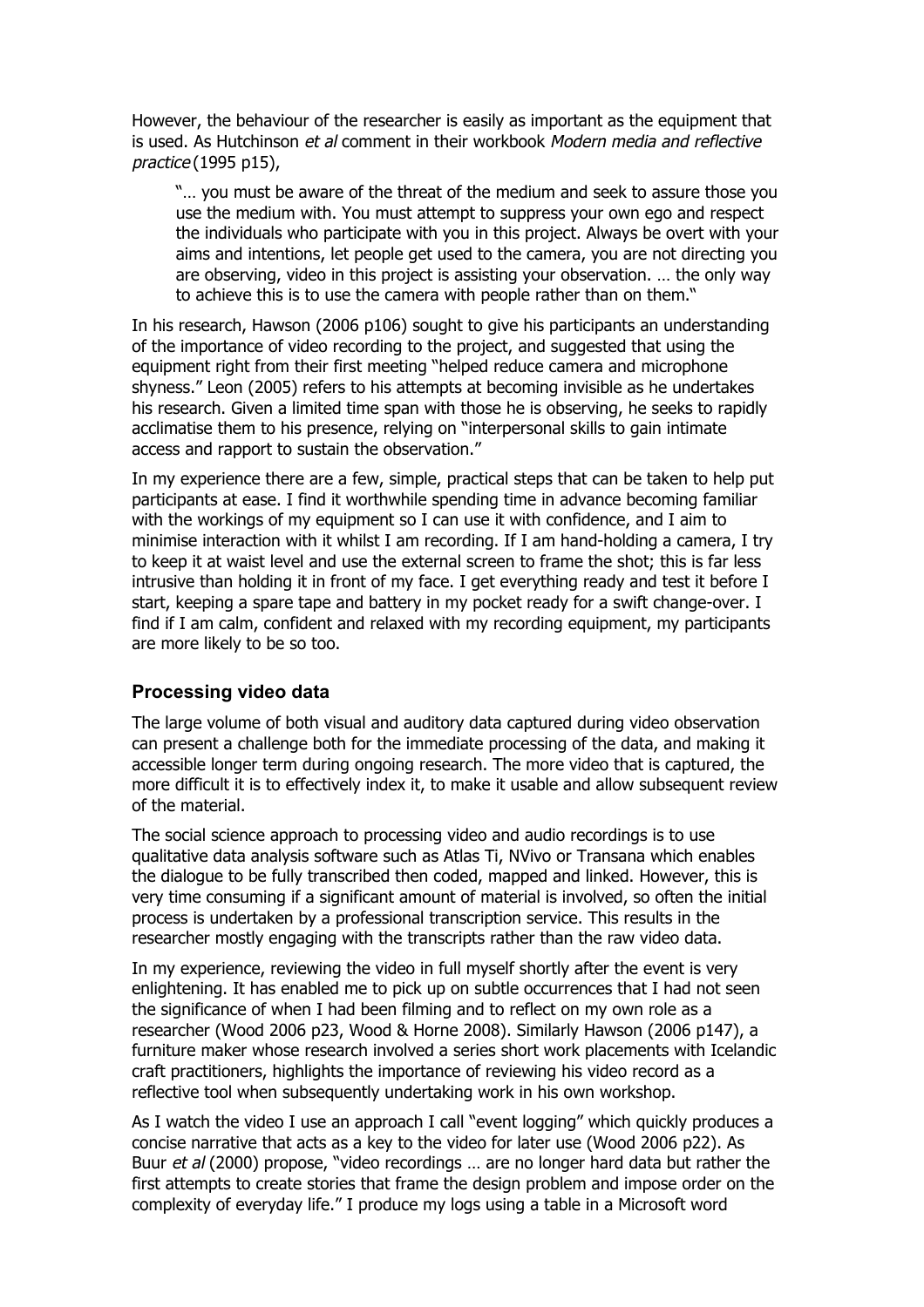However, the behaviour of the researcher is easily as important as the equipment that is used. As Hutchinson *et al* comment in their workbook *Modern media and reflective practice* (1995 p15),

> "… you must be aware of the threat of the medium and seek to assure those you use the medium with. You must attempt to suppress your own ego and respect the individuals who participate with you in this project. Always be overt with your aims and intentions, let people get used to the camera, you are not directing you are observing, video in this project is assisting your observation. … the only way to achieve this is to use the camera with people rather than on them."

In his research, Hawson (2006 p106) sought to give his participants an understanding of the importance of video recording to the project, and suggested that using the equipment right from their first meeting "helped reduce camera and microphone shyness." Leon (2005) refers to his attempts at becoming invisible as he undertakes his research. Given a limited time span with those he is observing, he seeks to rapidly acclimatise them to his presence, relying on "interpersonal skills to gain intimate access and rapport to sustain the observation."

In my experience there are a few, simple, practical steps that can be taken to help put participants at ease. I find it worthwhile spending time in advance becoming familiar with the workings of my equipment so I can use it with confidence, and I aim to minimise interaction with it whilst I am recording. If I am hand-holding a camera, I try to keep it at waist level and use the external screen to frame the shot; this is far less intrusive than holding it in front of my face. I get everything ready and test it before I start, keeping a spare tape and battery in my pocket ready for a swift change-over. I find if I am calm, confident and relaxed with my recording equipment, my participants are more likely to be so too.

## Processing video data

The large volume of both visual and auditory data captured during video observation can present a challenge both for the immediate processing of the data, and making it accessible longer term during ongoing research. The more video that is captured, the more difficult it is to effectively index it, to make it usable and allow subsequent review of the material.

The social science approach to processing video and audio recordings is to use qualitative data analysis software such as Atlas Ti, NVivo or Transana which enables the dialogue to be fully transcribed then coded, mapped and linked. However, this is very time consuming if a significant amount of material is involved, so often the initial process is undertaken by a professional transcription service. This results in the researcher mostly engaging with the transcripts rather than the raw video data.

In my experience, reviewing the video in full myself shortly after the event is very enlightening. It has enabled me to pick up on subtle occurrences that I had not seen the significance of when I had been filming and to reflect on my own role as a researcher (Wood 2006 p23, Wood & Horne 2008). Similarly Hawson (2006 p147), a furniture maker whose research involved a series short work placements with Icelandic craft practitioners, highlights the importance of reviewing his video record as a reflective tool when subsequently undertaking work in his own workshop.

As I watch the video I use an approach I call "event logging" which quickly produces a concise narrative that acts as a key to the video for later use (Wood 2006 p22). As Buur *et al* (2000) propose, "video recordings … are no longer hard data but rather the first attempts to create stories that frame the design problem and impose order on the complexity of everyday life." I produce my logs using a table in a Microsoft word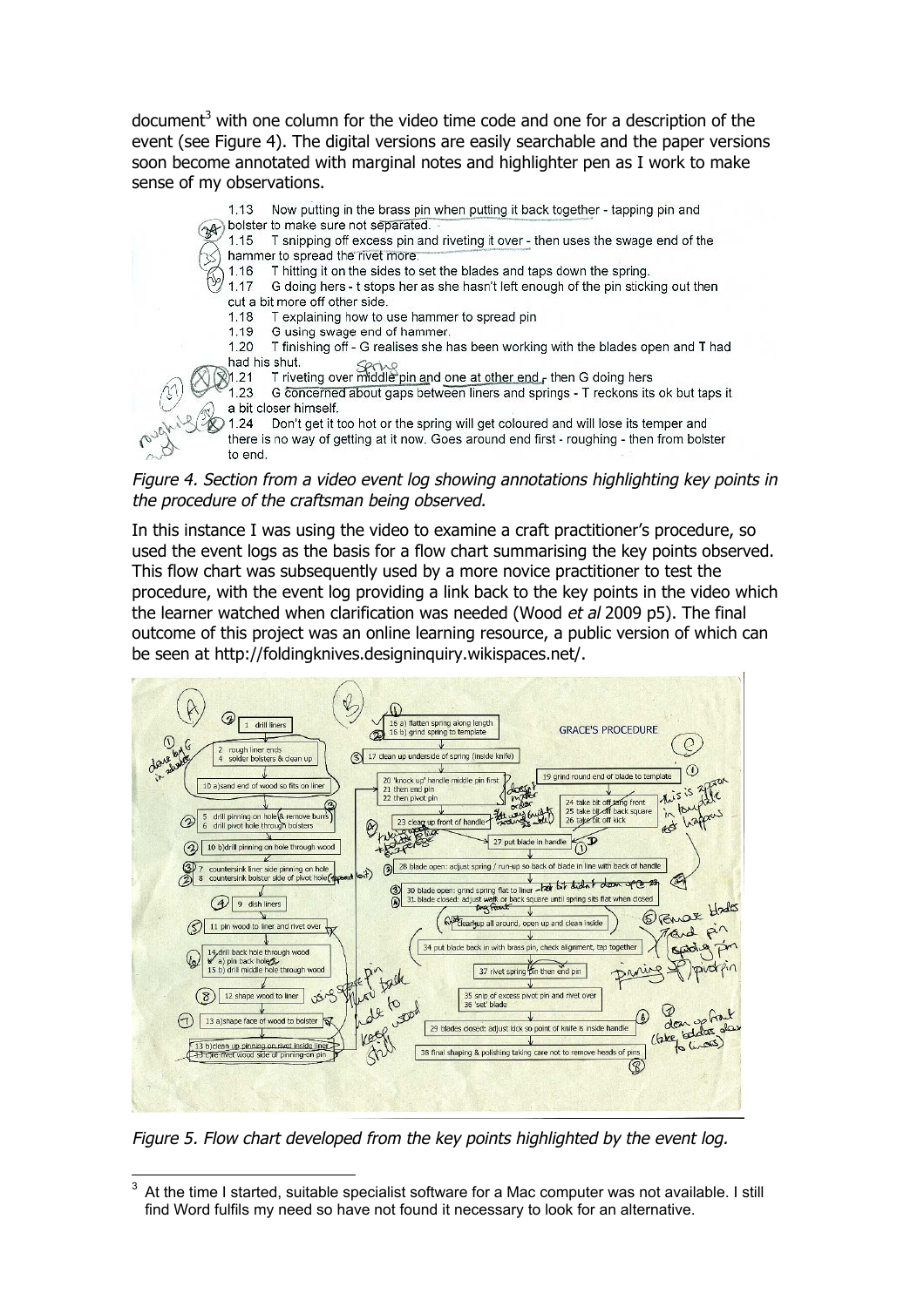document[3] with one column for the video time code and one for a description of the event (see Figure 4). The digital versions are easily searchable and the paper versions soon become annotated with marginal notes and highlighter pen as I work to make sense of my observations.

1.13 Now putting in the brass pin when putting it back together - tapping pin and bolster to make sure not separated.
1.15 T snipping off excess pin and riveting it over - then uses the swage end of the hammer to spread the rivet more.
1.16 T hitting it on the sides to set the blades and taps down the spring.
1.17 G doing hers - t stops her as she hasn't left enough of the pin sticking out then cut a bit more off other side.
1.18 T explaining how to use hammer to spread pin
1.19 G using swage end of hammer.
1.20 T finishing off - G realises she has been working with the blades open and T had had his shut.
1.21 T riveting over middle pin and one at other end, then G doing hers
1.23 G concerned about gaps between liners and springs - T reckons its ok but taps it a bit closer himself.
1.24 Don't get it too hot or the spring will get coloured and will lose its temper and there is no way of getting at it now. Goes around end first - roughing - then from bolster to end.

*Figure 4. Section from a video event log showing annotations highlighting key points in the procedure of the craftsman being observed.*

In this instance I was using the video to examine a craft practitioner's procedure, so used the event logs as the basis for a flow chart summarising the key points observed. This flow chart was subsequently used by a more novice practitioner to test the procedure, with the event log providing a link back to the key points in the video which the learner watched when clarification was needed (Wood *et al* 2009 p5). The final outcome of this project was an online learning resource, a public version of which can be seen at http://foldingknives.designinquiry.wikispaces.net/.

*Figure 5. Flow chart developed from the key points highlighted by the event log.*

[3] At the time I started, suitable specialist software for a Mac computer was not available. I still find Word fulfils my need so have not found it necessary to look for an alternative.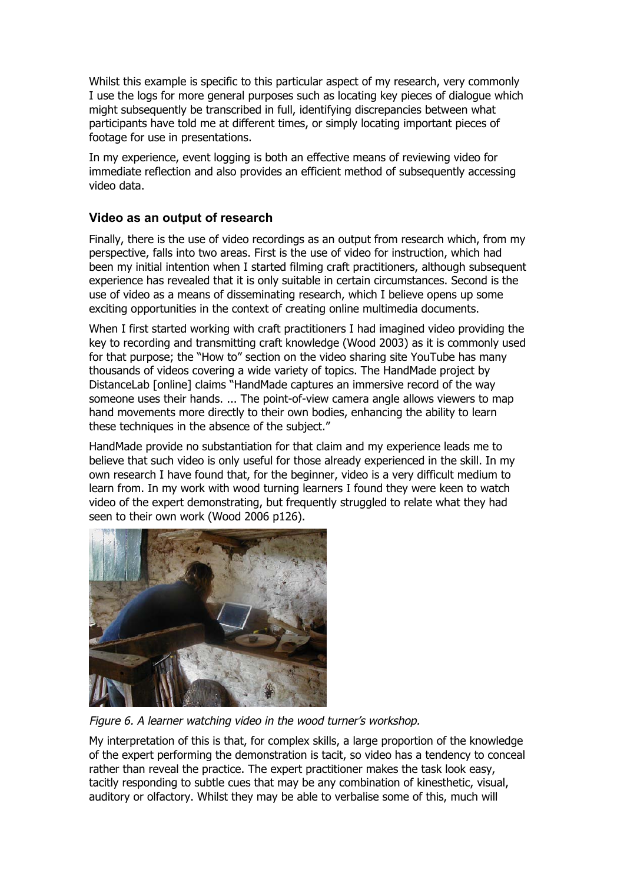Whilst this example is specific to this particular aspect of my research, very commonly I use the logs for more general purposes such as locating key pieces of dialogue which might subsequently be transcribed in full, identifying discrepancies between what participants have told me at different times, or simply locating important pieces of footage for use in presentations.

In my experience, event logging is both an effective means of reviewing video for immediate reflection and also provides an efficient method of subsequently accessing video data.

### Video as an output of research

Finally, there is the use of video recordings as an output from research which, from my perspective, falls into two areas. First is the use of video for instruction, which had been my initial intention when I started filming craft practitioners, although subsequent experience has revealed that it is only suitable in certain circumstances. Second is the use of video as a means of disseminating research, which I believe opens up some exciting opportunities in the context of creating online multimedia documents.

When I first started working with craft practitioners I had imagined video providing the key to recording and transmitting craft knowledge (Wood 2003) as it is commonly used for that purpose; the "How to" section on the video sharing site YouTube has many thousands of videos covering a wide variety of topics. The HandMade project by DistanceLab [online] claims "HandMade captures an immersive record of the way someone uses their hands. ... The point-of-view camera angle allows viewers to map hand movements more directly to their own bodies, enhancing the ability to learn these techniques in the absence of the subject."

HandMade provide no substantiation for that claim and my experience leads me to believe that such video is only useful for those already experienced in the skill. In my own research I have found that, for the beginner, video is a very difficult medium to learn from. In my work with wood turning learners I found they were keen to watch video of the expert demonstrating, but frequently struggled to relate what they had seen to their own work (Wood 2006 p126).

*Figure 6. A learner watching video in the wood turner's workshop.*

My interpretation of this is that, for complex skills, a large proportion of the knowledge of the expert performing the demonstration is tacit, so video has a tendency to conceal rather than reveal the practice. The expert practitioner makes the task look easy, tacitly responding to subtle cues that may be any combination of kinesthetic, visual, auditory or olfactory. Whilst they may be able to verbalise some of this, much will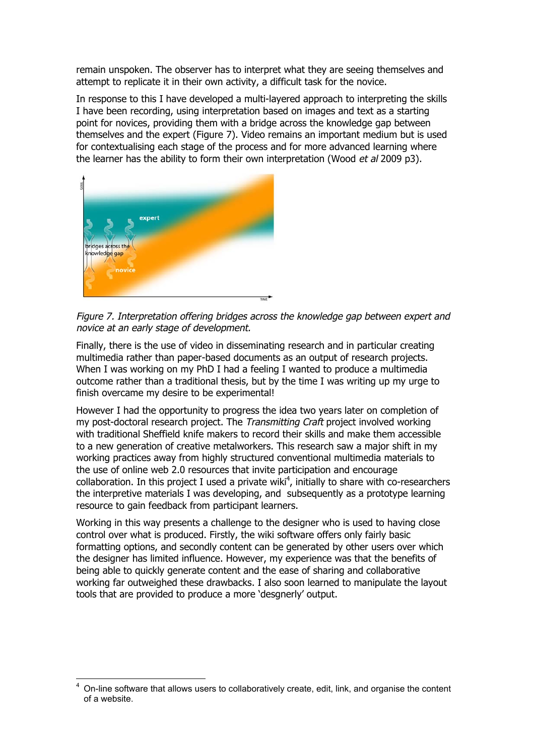remain unspoken. The observer has to interpret what they are seeing themselves and attempt to replicate it in their own activity, a difficult task for the novice.

In response to this I have developed a multi-layered approach to interpreting the skills I have been recording, using interpretation based on images and text as a starting point for novices, providing them with a bridge across the knowledge gap between themselves and the expert (Figure 7). Video remains an important medium but is used for contextualising each stage of the process and for more advanced learning where the learner has the ability to form their own interpretation (Wood *et al* 2009 p3).

*Figure 7. Interpretation offering bridges across the knowledge gap between expert and novice at an early stage of development.*

Finally, there is the use of video in disseminating research and in particular creating multimedia rather than paper-based documents as an output of research projects. When I was working on my PhD I had a feeling I wanted to produce a multimedia outcome rather than a traditional thesis, but by the time I was writing up my urge to finish overcame my desire to be experimental!

However I had the opportunity to progress the idea two years later on completion of my post-doctoral research project. The *Transmitting Craft* project involved working with traditional Sheffield knife makers to record their skills and make them accessible to a new generation of creative metalworkers. This research saw a major shift in my working practices away from highly structured conventional multimedia materials to the use of online web 2.0 resources that invite participation and encourage collaboration. In this project I used a private wiki[4], initially to share with co-researchers the interpretive materials I was developing, and subsequently as a prototype learning resource to gain feedback from participant learners.

Working in this way presents a challenge to the designer who is used to having close control over what is produced. Firstly, the wiki software offers only fairly basic formatting options, and secondly content can be generated by other users over which the designer has limited influence. However, my experience was that the benefits of being able to quickly generate content and the ease of sharing and collaborative working far outweighed these drawbacks. I also soon learned to manipulate the layout tools that are provided to produce a more 'desgnerly' output.

[4] On-line software that allows users to collaboratively create, edit, link, and organise the content of a website.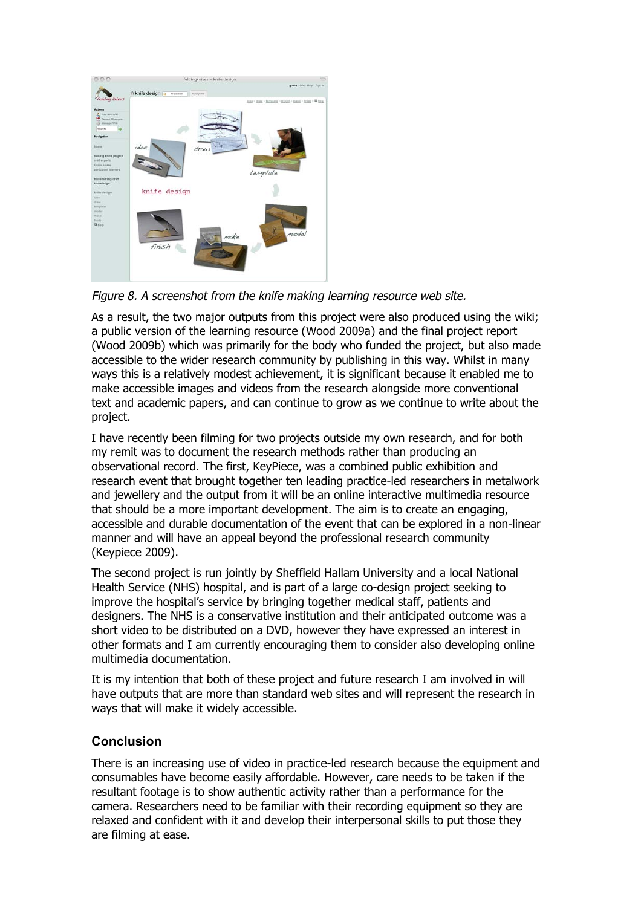*Figure 8. A screenshot from the knife making learning resource web site.*

As a result, the two major outputs from this project were also produced using the wiki; a public version of the learning resource (Wood 2009a) and the final project report (Wood 2009b) which was primarily for the body who funded the project, but also made accessible to the wider research community by publishing in this way. Whilst in many ways this is a relatively modest achievement, it is significant because it enabled me to make accessible images and videos from the research alongside more conventional text and academic papers, and can continue to grow as we continue to write about the project.

I have recently been filming for two projects outside my own research, and for both my remit was to document the research methods rather than producing an observational record. The first, KeyPiece, was a combined public exhibition and research event that brought together ten leading practice-led researchers in metalwork and jewellery and the output from it will be an online interactive multimedia resource that should be a more important development. The aim is to create an engaging, accessible and durable documentation of the event that can be explored in a non-linear manner and will have an appeal beyond the professional research community (Keypiece 2009).

The second project is run jointly by Sheffield Hallam University and a local National Health Service (NHS) hospital, and is part of a large co-design project seeking to improve the hospital's service by bringing together medical staff, patients and designers. The NHS is a conservative institution and their anticipated outcome was a short video to be distributed on a DVD, however they have expressed an interest in other formats and I am currently encouraging them to consider also developing online multimedia documentation.

It is my intention that both of these project and future research I am involved in will have outputs that are more than standard web sites and will represent the research in ways that will make it widely accessible.

## Conclusion

There is an increasing use of video in practice-led research because the equipment and consumables have become easily affordable. However, care needs to be taken if the resultant footage is to show authentic activity rather than a performance for the camera. Researchers need to be familiar with their recording equipment so they are relaxed and confident with it and develop their interpersonal skills to put those they are filming at ease.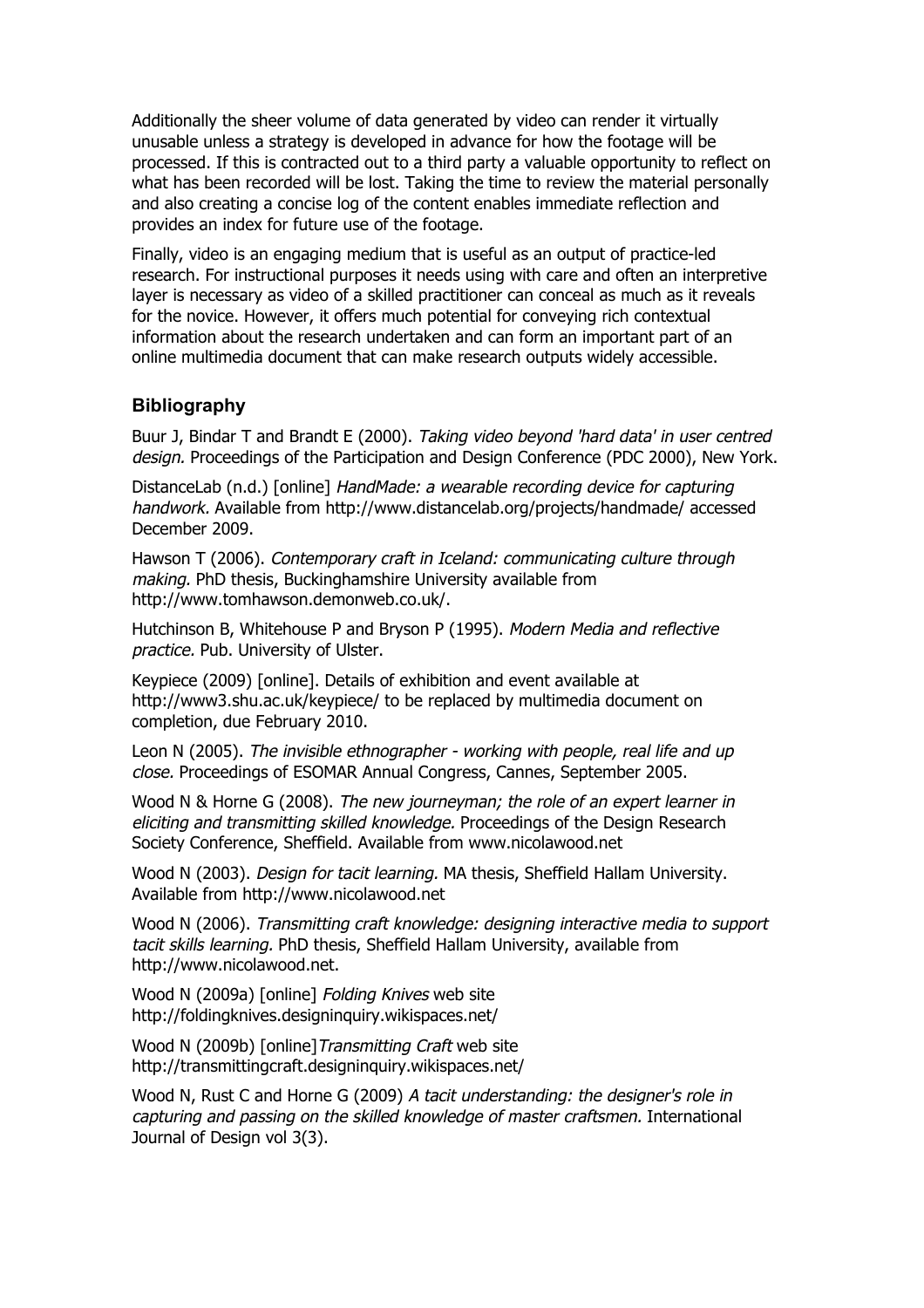Additionally the sheer volume of data generated by video can render it virtually unusable unless a strategy is developed in advance for how the footage will be processed. If this is contracted out to a third party a valuable opportunity to reflect on what has been recorded will be lost. Taking the time to review the material personally and also creating a concise log of the content enables immediate reflection and provides an index for future use of the footage.

Finally, video is an engaging medium that is useful as an output of practice-led research. For instructional purposes it needs using with care and often an interpretive layer is necessary as video of a skilled practitioner can conceal as much as it reveals for the novice. However, it offers much potential for conveying rich contextual information about the research undertaken and can form an important part of an online multimedia document that can make research outputs widely accessible.

## Bibliography

Buur J, Bindar T and Brandt E (2000). *Taking video beyond 'hard data' in user centred design.* Proceedings of the Participation and Design Conference (PDC 2000), New York.

DistanceLab (n.d.) [online] *HandMade: a wearable recording device for capturing handwork.* Available from http://www.distancelab.org/projects/handmade/ accessed December 2009.

Hawson T (2006). *Contemporary craft in Iceland: communicating culture through making.* PhD thesis, Buckinghamshire University available from http://www.tomhawson.demonweb.co.uk/.

Hutchinson B, Whitehouse P and Bryson P (1995). *Modern Media and reflective practice.* Pub. University of Ulster.

Keypiece (2009) [online]. Details of exhibition and event available at http://www3.shu.ac.uk/keypiece/ to be replaced by multimedia document on completion, due February 2010.

Leon N (2005). *The invisible ethnographer - working with people, real life and up close.* Proceedings of ESOMAR Annual Congress, Cannes, September 2005.

Wood N & Horne G (2008). *The new journeyman; the role of an expert learner in eliciting and transmitting skilled knowledge.* Proceedings of the Design Research Society Conference, Sheffield. Available from www.nicolawood.net

Wood N (2003). *Design for tacit learning.* MA thesis, Sheffield Hallam University. Available from http://www.nicolawood.net

Wood N (2006). *Transmitting craft knowledge: designing interactive media to support tacit skills learning.* PhD thesis, Sheffield Hallam University, available from http://www.nicolawood.net.

Wood N (2009a) [online] *Folding Knives* web site http://foldingknives.designinquiry.wikispaces.net/

Wood N (2009b) [online]*Transmitting Craft* web site http://transmittingcraft.designinquiry.wikispaces.net/

Wood N, Rust C and Horne G (2009) *A tacit understanding: the designer's role in capturing and passing on the skilled knowledge of master craftsmen.* International Journal of Design vol 3(3).